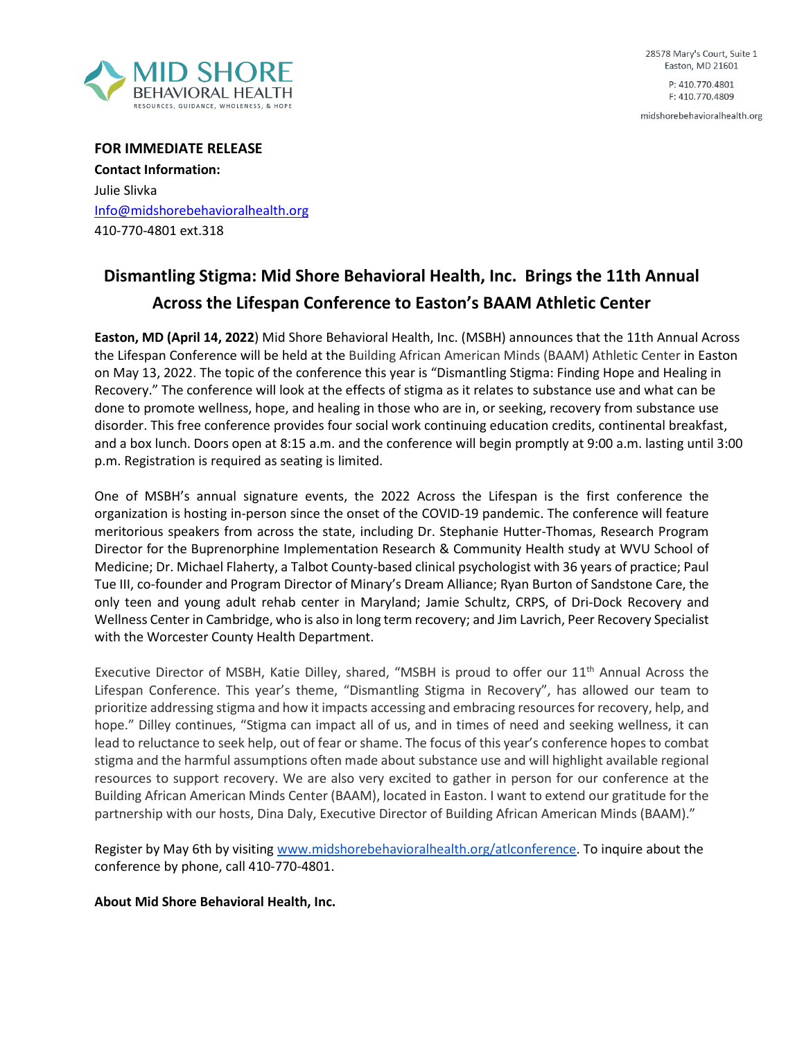MID SHORE BEHAVIORAL HEALTH
RESOURCES, GUIDANCE, WHOLENESS, & HOPE

28578 Mary's Court, Suite 1
Easton, MD 21601

P: 410.770.4801
F: 410.770.4809

midshorebehavioralhealth.org

**FOR IMMEDIATE RELEASE**
**Contact Information:**
Julie Slivka
Info@midshorebehavioralhealth.org
410-770-4801 ext.318

## Dismantling Stigma: Mid Shore Behavioral Health, Inc. Brings the 11th Annual Across the Lifespan Conference to Easton's BAAM Athletic Center

**Easton, MD (April 14, 2022**) Mid Shore Behavioral Health, Inc. (MSBH) announces that the 11th Annual Across the Lifespan Conference will be held at the Building African American Minds (BAAM) Athletic Center in Easton on May 13, 2022. The topic of the conference this year is "Dismantling Stigma: Finding Hope and Healing in Recovery." The conference will look at the effects of stigma as it relates to substance use and what can be done to promote wellness, hope, and healing in those who are in, or seeking, recovery from substance use disorder. This free conference provides four social work continuing education credits, continental breakfast, and a box lunch. Doors open at 8:15 a.m. and the conference will begin promptly at 9:00 a.m. lasting until 3:00 p.m. Registration is required as seating is limited.

One of MSBH's annual signature events, the 2022 Across the Lifespan is the first conference the organization is hosting in-person since the onset of the COVID-19 pandemic. The conference will feature meritorious speakers from across the state, including Dr. Stephanie Hutter-Thomas, Research Program Director for the Buprenorphine Implementation Research & Community Health study at WVU School of Medicine; Dr. Michael Flaherty, a Talbot County-based clinical psychologist with 36 years of practice; Paul Tue III, co-founder and Program Director of Minary's Dream Alliance; Ryan Burton of Sandstone Care, the only teen and young adult rehab center in Maryland; Jamie Schultz, CRPS, of Dri-Dock Recovery and Wellness Center in Cambridge, who is also in long term recovery; and Jim Lavrich, Peer Recovery Specialist with the Worcester County Health Department.

Executive Director of MSBH, Katie Dilley, shared, "MSBH is proud to offer our 11th Annual Across the Lifespan Conference. This year's theme, "Dismantling Stigma in Recovery", has allowed our team to prioritize addressing stigma and how it impacts accessing and embracing resources for recovery, help, and hope." Dilley continues, "Stigma can impact all of us, and in times of need and seeking wellness, it can lead to reluctance to seek help, out of fear or shame. The focus of this year's conference hopes to combat stigma and the harmful assumptions often made about substance use and will highlight available regional resources to support recovery. We are also very excited to gather in person for our conference at the Building African American Minds Center (BAAM), located in Easton. I want to extend our gratitude for the partnership with our hosts, Dina Daly, Executive Director of Building African American Minds (BAAM)."

Register by May 6th by visiting www.midshorebehavioralhealth.org/atlconference. To inquire about the conference by phone, call 410-770-4801.

**About Mid Shore Behavioral Health, Inc.**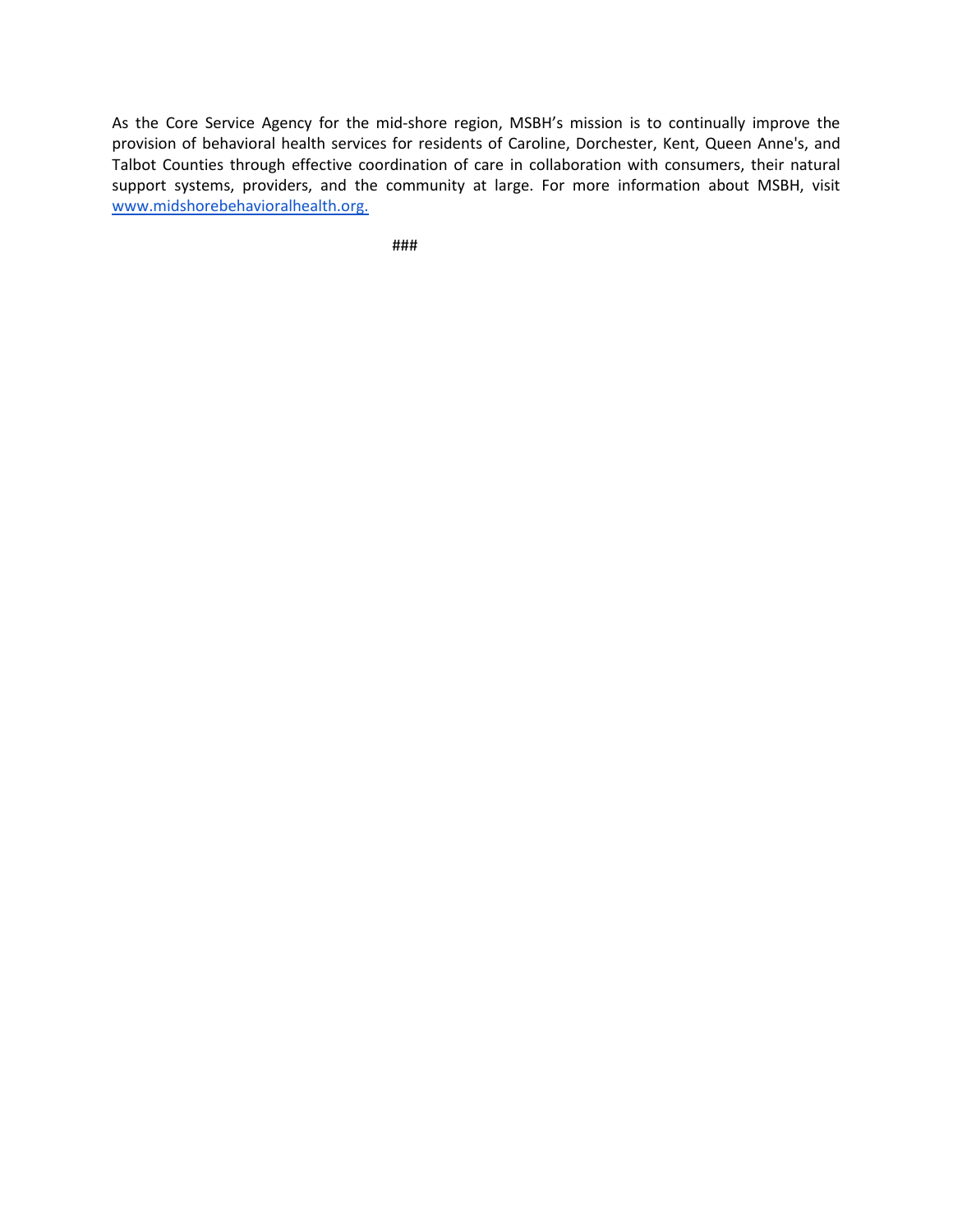As the Core Service Agency for the mid-shore region, MSBH's mission is to continually improve the provision of behavioral health services for residents of Caroline, Dorchester, Kent, Queen Anne's, and Talbot Counties through effective coordination of care in collaboration with consumers, their natural support systems, providers, and the community at large. For more information about MSBH, visit [www.midshorebehavioralhealth.org.](http://www.midshorebehavioralhealth.org)

###